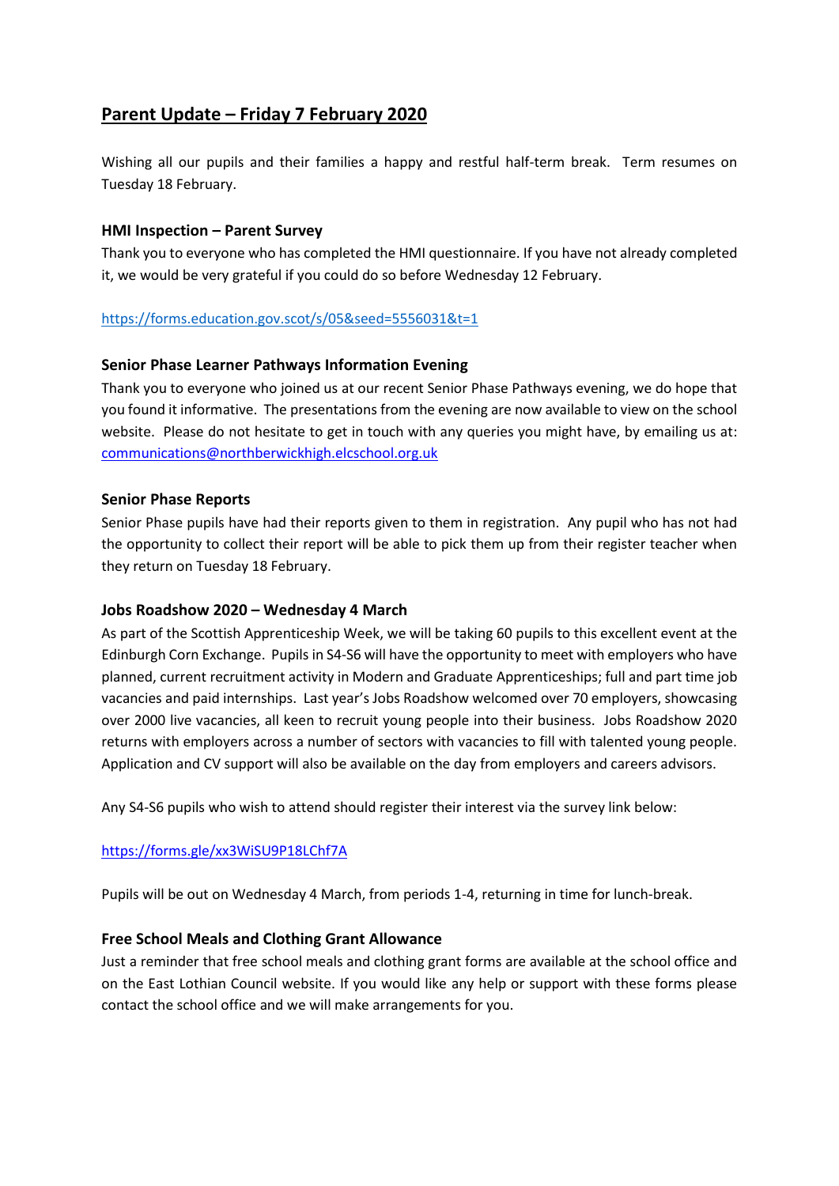# Parent Update – Friday 7 February 2020

Wishing all our pupils and their families a happy and restful half-term break. Term resumes on Tuesday 18 February.

### HMI Inspection – Parent Survey

Thank you to everyone who has completed the HMI questionnaire. If you have not already completed it, we would be very grateful if you could do so before Wednesday 12 February.

https://forms.education.gov.scot/s/05&seed=5556031&t=1

### Senior Phase Learner Pathways Information Evening

Thank you to everyone who joined us at our recent Senior Phase Pathways evening, we do hope that you found it informative. The presentations from the evening are now available to view on the school website. Please do not hesitate to get in touch with any queries you might have, by emailing us at: communications@northberwickhigh.elcschool.org.uk

### Senior Phase Reports

Senior Phase pupils have had their reports given to them in registration. Any pupil who has not had the opportunity to collect their report will be able to pick them up from their register teacher when they return on Tuesday 18 February.

### Jobs Roadshow 2020 – Wednesday 4 March

As part of the Scottish Apprenticeship Week, we will be taking 60 pupils to this excellent event at the Edinburgh Corn Exchange. Pupils in S4-S6 will have the opportunity to meet with employers who have planned, current recruitment activity in Modern and Graduate Apprenticeships; full and part time job vacancies and paid internships. Last year's Jobs Roadshow welcomed over 70 employers, showcasing over 2000 live vacancies, all keen to recruit young people into their business. Jobs Roadshow 2020 returns with employers across a number of sectors with vacancies to fill with talented young people. Application and CV support will also be available on the day from employers and careers advisors.

Any S4-S6 pupils who wish to attend should register their interest via the survey link below:

https://forms.gle/xx3WiSU9P18LChf7A

Pupils will be out on Wednesday 4 March, from periods 1-4, returning in time for lunch-break.

### Free School Meals and Clothing Grant Allowance

Just a reminder that free school meals and clothing grant forms are available at the school office and on the East Lothian Council website. If you would like any help or support with these forms please contact the school office and we will make arrangements for you.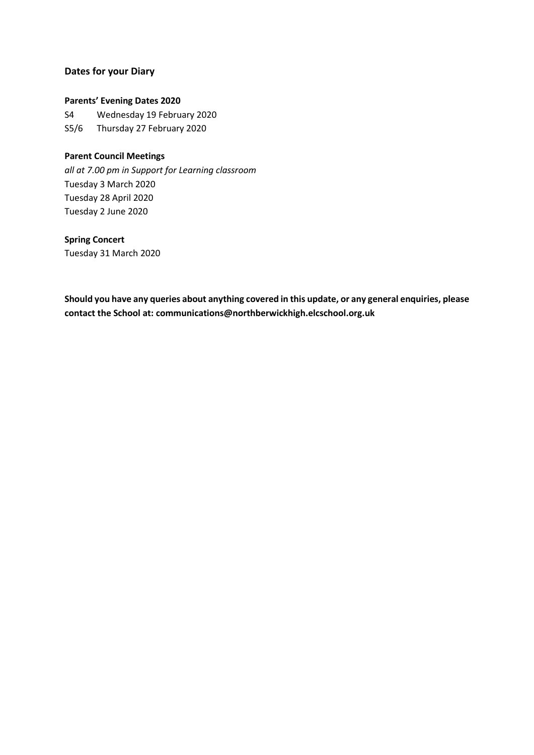## Dates for your Diary

**Parents' Evening Dates 2020**

S4 Wednesday 19 February 2020
S5/6 Thursday 27 February 2020

**Parent Council Meetings**

*all at 7.00 pm in Support for Learning classroom*
Tuesday 3 March 2020
Tuesday 28 April 2020
Tuesday 2 June 2020

**Spring Concert**

Tuesday 31 March 2020

**Should you have any queries about anything covered in this update, or any general enquiries, please contact the School at: communications@northberwickhigh.elcschool.org.uk**